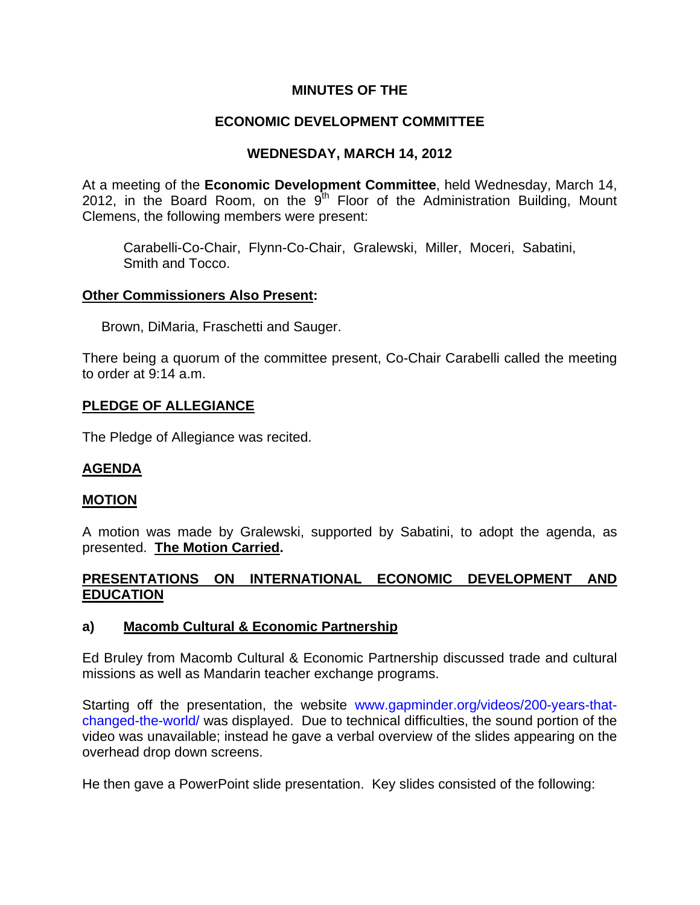**MINUTES OF THE**

**ECONOMIC DEVELOPMENT COMMITTEE**

**WEDNESDAY, MARCH 14, 2012**

At a meeting of the **Economic Development Committee**, held Wednesday, March 14, 2012, in the Board Room, on the 9th Floor of the Administration Building, Mount Clemens, the following members were present:

Carabelli-Co-Chair, Flynn-Co-Chair, Gralewski, Miller, Moceri, Sabatini, Smith and Tocco.

**Other Commissioners Also Present:**

Brown, DiMaria, Fraschetti and Sauger.

There being a quorum of the committee present, Co-Chair Carabelli called the meeting to order at 9:14 a.m.

**PLEDGE OF ALLEGIANCE**

The Pledge of Allegiance was recited.

**AGENDA**

**MOTION**

A motion was made by Gralewski, supported by Sabatini, to adopt the agenda, as presented. **The Motion Carried.**

**PRESENTATIONS ON INTERNATIONAL ECONOMIC DEVELOPMENT AND EDUCATION**

**a) Macomb Cultural & Economic Partnership**

Ed Bruley from Macomb Cultural & Economic Partnership discussed trade and cultural missions as well as Mandarin teacher exchange programs.

Starting off the presentation, the website www.gapminder.org/videos/200-years-that-changed-the-world/ was displayed. Due to technical difficulties, the sound portion of the video was unavailable; instead he gave a verbal overview of the slides appearing on the overhead drop down screens.

He then gave a PowerPoint slide presentation. Key slides consisted of the following: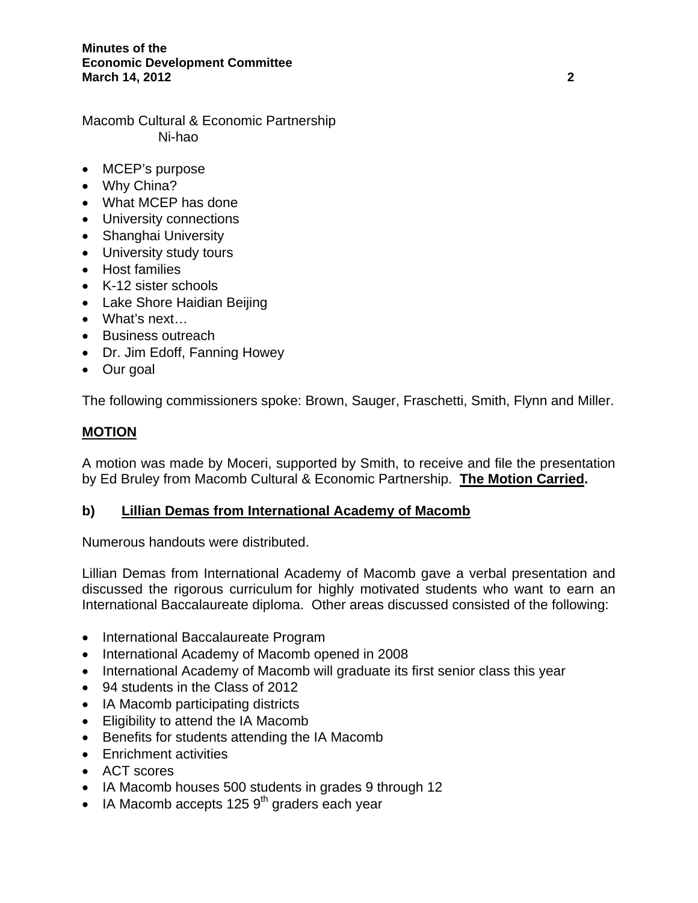Macomb Cultural & Economic Partnership
Ni-hao

- MCEP's purpose
- Why China?
- What MCEP has done
- University connections
- Shanghai University
- University study tours
- Host families
- K-12 sister schools
- Lake Shore Haidian Beijing
- What's next…
- Business outreach
- Dr. Jim Edoff, Fanning Howey
- Our goal

The following commissioners spoke: Brown, Sauger, Fraschetti, Smith, Flynn and Miller.

**MOTION**

A motion was made by Moceri, supported by Smith, to receive and file the presentation by Ed Bruley from Macomb Cultural & Economic Partnership. **The Motion Carried.**

**b) Lillian Demas from International Academy of Macomb**

Numerous handouts were distributed.

Lillian Demas from International Academy of Macomb gave a verbal presentation and discussed the rigorous curriculum for highly motivated students who want to earn an International Baccalaureate diploma. Other areas discussed consisted of the following:

- International Baccalaureate Program
- International Academy of Macomb opened in 2008
- International Academy of Macomb will graduate its first senior class this year
- 94 students in the Class of 2012
- IA Macomb participating districts
- Eligibility to attend the IA Macomb
- Benefits for students attending the IA Macomb
- Enrichment activities
- ACT scores
- IA Macomb houses 500 students in grades 9 through 12
- IA Macomb accepts 125 9th graders each year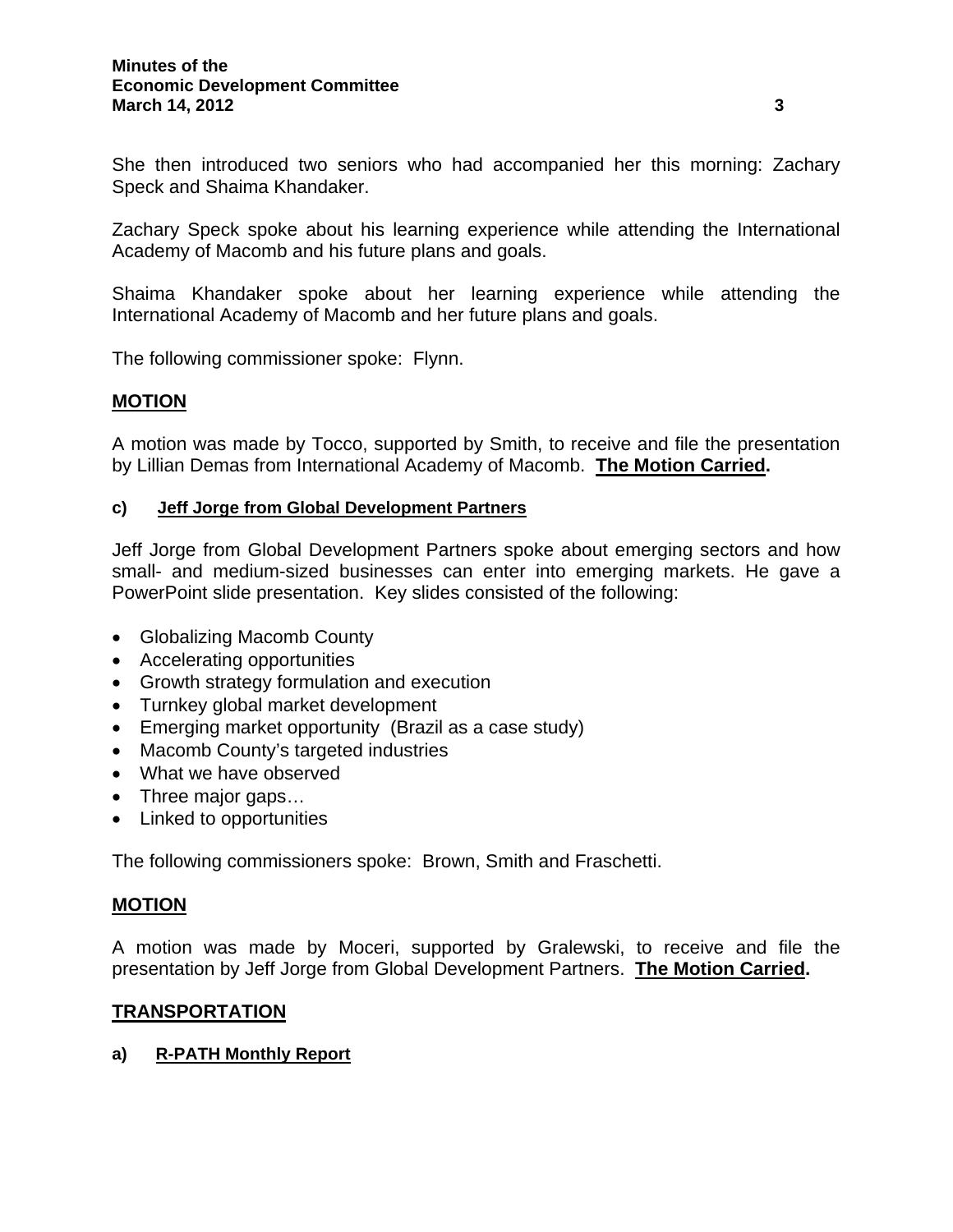She then introduced two seniors who had accompanied her this morning: Zachary Speck and Shaima Khandaker.

Zachary Speck spoke about his learning experience while attending the International Academy of Macomb and his future plans and goals.

Shaima Khandaker spoke about her learning experience while attending the International Academy of Macomb and her future plans and goals.

The following commissioner spoke: Flynn.

**MOTION**

A motion was made by Tocco, supported by Smith, to receive and file the presentation by Lillian Demas from International Academy of Macomb. **The Motion Carried.**

**c) Jeff Jorge from Global Development Partners**

Jeff Jorge from Global Development Partners spoke about emerging sectors and how small- and medium-sized businesses can enter into emerging markets. He gave a PowerPoint slide presentation. Key slides consisted of the following:

- Globalizing Macomb County
- Accelerating opportunities
- Growth strategy formulation and execution
- Turnkey global market development
- Emerging market opportunity (Brazil as a case study)
- Macomb County's targeted industries
- What we have observed
- Three major gaps…
- Linked to opportunities

The following commissioners spoke: Brown, Smith and Fraschetti.

**MOTION**

A motion was made by Moceri, supported by Gralewski, to receive and file the presentation by Jeff Jorge from Global Development Partners. **The Motion Carried.**

**TRANSPORTATION**

**a) R-PATH Monthly Report**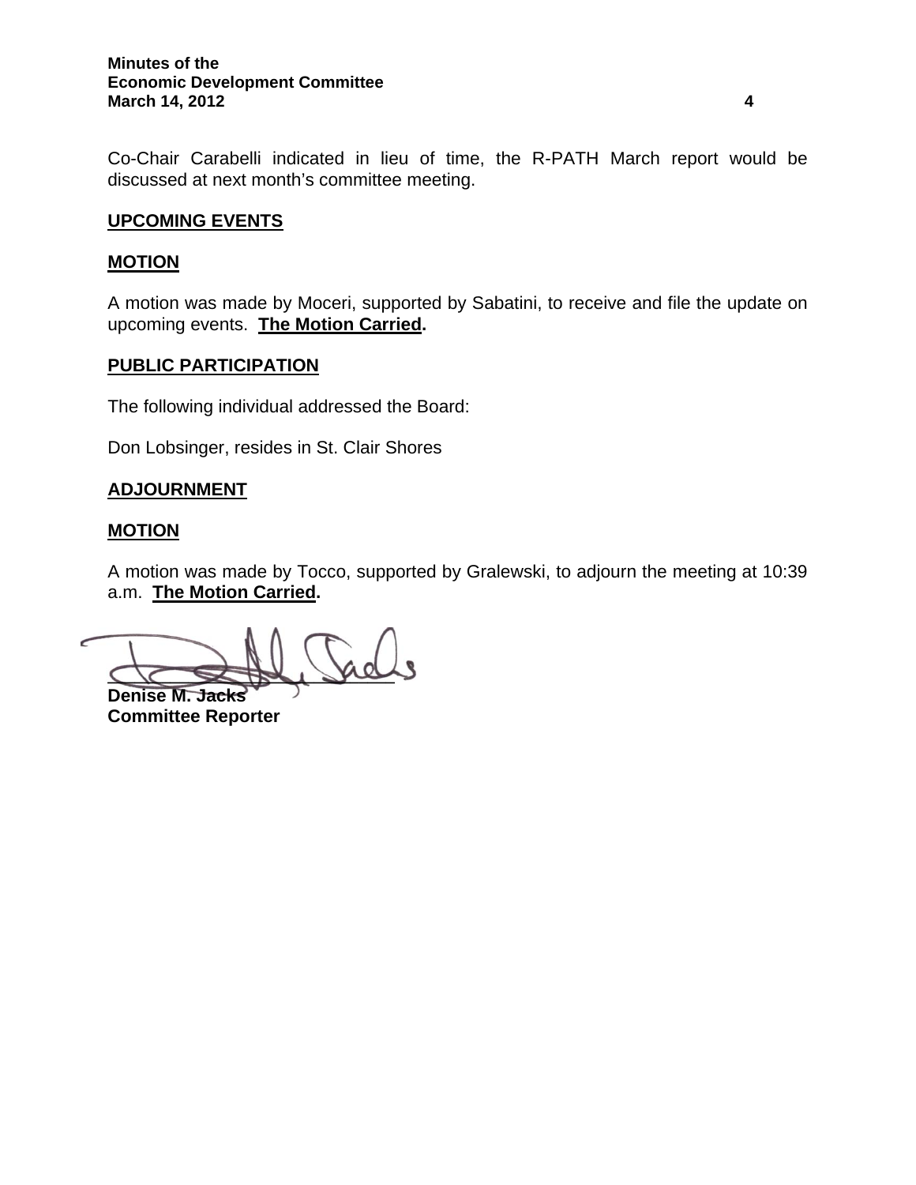Co-Chair Carabelli indicated in lieu of time, the R-PATH March report would be discussed at next month's committee meeting.

**UPCOMING EVENTS**

**MOTION**

A motion was made by Moceri, supported by Sabatini, to receive and file the update on upcoming events. **The Motion Carried.**

**PUBLIC PARTICIPATION**

The following individual addressed the Board:

Don Lobsinger, resides in St. Clair Shores

**ADJOURNMENT**

**MOTION**

A motion was made by Tocco, supported by Gralewski, to adjourn the meeting at 10:39 a.m. **The Motion Carried.**

**Denise M. Jacks**
**Committee Reporter**